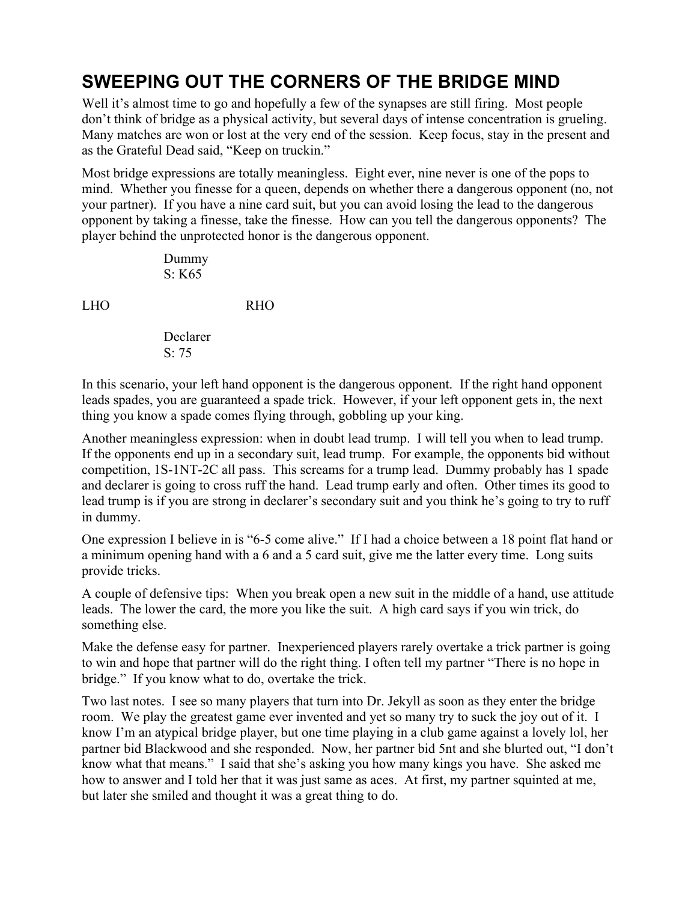# SWEEPING OUT THE CORNERS OF THE BRIDGE MIND

Well it's almost time to go and hopefully a few of the synapses are still firing. Most people don't think of bridge as a physical activity, but several days of intense concentration is grueling. Many matches are won or lost at the very end of the session. Keep focus, stay in the present and as the Grateful Dead said, "Keep on truckin."

Most bridge expressions are totally meaningless. Eight ever, nine never is one of the pops to mind. Whether you finesse for a queen, depends on whether there a dangerous opponent (no, not your partner). If you have a nine card suit, but you can avoid losing the lead to the dangerous opponent by taking a finesse, take the finesse. How can you tell the dangerous opponents? The player behind the unprotected honor is the dangerous opponent.

```
          Dummy
          S: K65

LHO                 RHO

          Declarer
          S: 75
```

In this scenario, your left hand opponent is the dangerous opponent. If the right hand opponent leads spades, you are guaranteed a spade trick. However, if your left opponent gets in, the next thing you know a spade comes flying through, gobbling up your king.

Another meaningless expression: when in doubt lead trump. I will tell you when to lead trump. If the opponents end up in a secondary suit, lead trump. For example, the opponents bid without competition, 1S-1NT-2C all pass. This screams for a trump lead. Dummy probably has 1 spade and declarer is going to cross ruff the hand. Lead trump early and often. Other times its good to lead trump is if you are strong in declarer's secondary suit and you think he's going to try to ruff in dummy.

One expression I believe in is "6-5 come alive." If I had a choice between a 18 point flat hand or a minimum opening hand with a 6 and a 5 card suit, give me the latter every time. Long suits provide tricks.

A couple of defensive tips: When you break open a new suit in the middle of a hand, use attitude leads. The lower the card, the more you like the suit. A high card says if you win trick, do something else.

Make the defense easy for partner. Inexperienced players rarely overtake a trick partner is going to win and hope that partner will do the right thing. I often tell my partner "There is no hope in bridge." If you know what to do, overtake the trick.

Two last notes. I see so many players that turn into Dr. Jekyll as soon as they enter the bridge room. We play the greatest game ever invented and yet so many try to suck the joy out of it. I know I'm an atypical bridge player, but one time playing in a club game against a lovely lol, her partner bid Blackwood and she responded. Now, her partner bid 5nt and she blurted out, "I don't know what that means." I said that she's asking you how many kings you have. She asked me how to answer and I told her that it was just same as aces. At first, my partner squinted at me, but later she smiled and thought it was a great thing to do.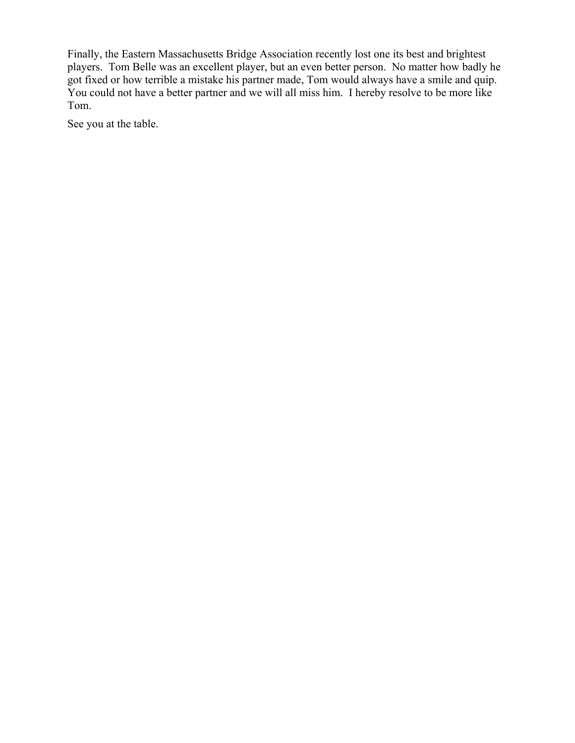Finally, the Eastern Massachusetts Bridge Association recently lost one its best and brightest players. Tom Belle was an excellent player, but an even better person. No matter how badly he got fixed or how terrible a mistake his partner made, Tom would always have a smile and quip. You could not have a better partner and we will all miss him. I hereby resolve to be more like Tom.

See you at the table.